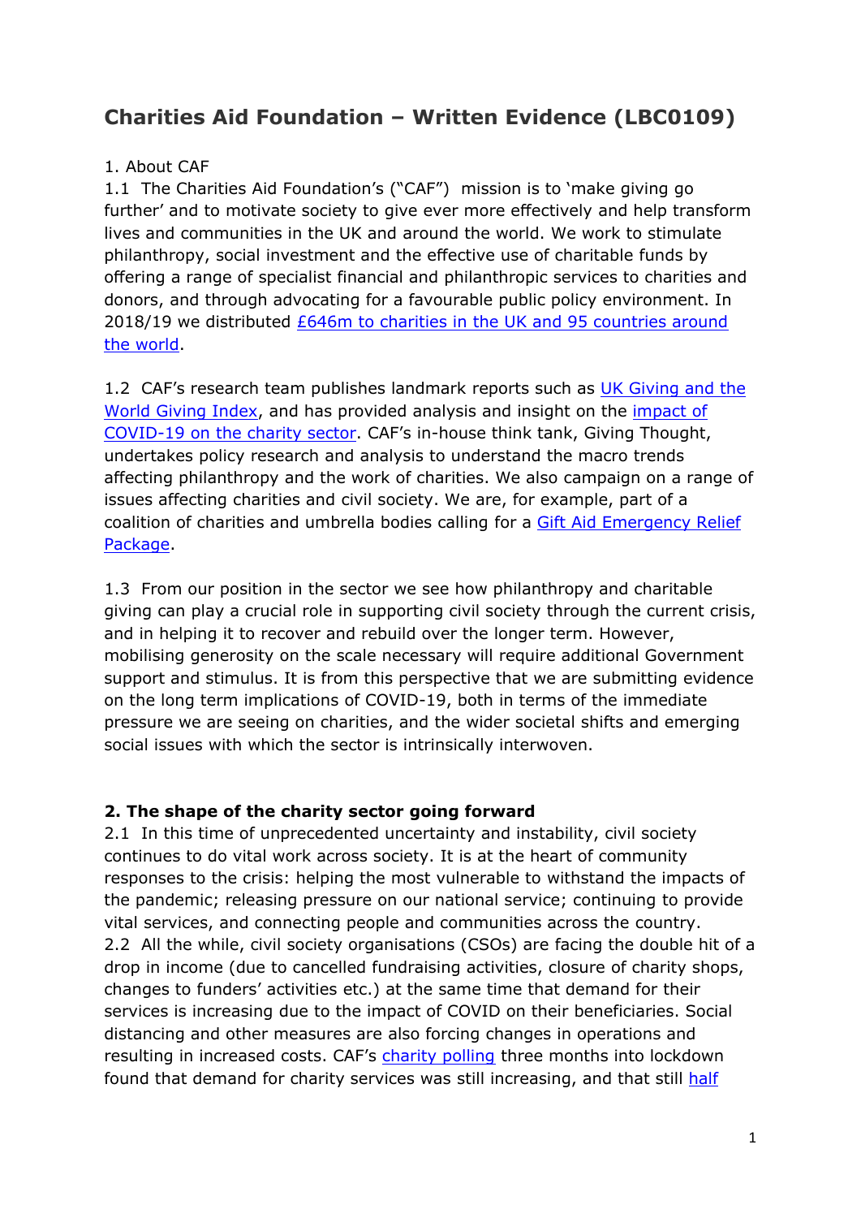# Charities Aid Foundation – Written Evidence (LBC0109)

1. About CAF

1.1 The Charities Aid Foundation's ("CAF") mission is to 'make giving go further' and to motivate society to give ever more effectively and help transform lives and communities in the UK and around the world. We work to stimulate philanthropy, social investment and the effective use of charitable funds by offering a range of specialist financial and philanthropic services to charities and donors, and through advocating for a favourable public policy environment. In 2018/19 we distributed £646m to charities in the UK and 95 countries around the world.

1.2 CAF's research team publishes landmark reports such as UK Giving and the World Giving Index, and has provided analysis and insight on the impact of COVID-19 on the charity sector. CAF's in-house think tank, Giving Thought, undertakes policy research and analysis to understand the macro trends affecting philanthropy and the work of charities. We also campaign on a range of issues affecting charities and civil society. We are, for example, part of a coalition of charities and umbrella bodies calling for a Gift Aid Emergency Relief Package.

1.3 From our position in the sector we see how philanthropy and charitable giving can play a crucial role in supporting civil society through the current crisis, and in helping it to recover and rebuild over the longer term. However, mobilising generosity on the scale necessary will require additional Government support and stimulus. It is from this perspective that we are submitting evidence on the long term implications of COVID-19, both in terms of the immediate pressure we are seeing on charities, and the wider societal shifts and emerging social issues with which the sector is intrinsically interwoven.

## 2. The shape of the charity sector going forward

2.1 In this time of unprecedented uncertainty and instability, civil society continues to do vital work across society. It is at the heart of community responses to the crisis: helping the most vulnerable to withstand the impacts of the pandemic; releasing pressure on our national service; continuing to provide vital services, and connecting people and communities across the country.

2.2 All the while, civil society organisations (CSOs) are facing the double hit of a drop in income (due to cancelled fundraising activities, closure of charity shops, changes to funders' activities etc.) at the same time that demand for their services is increasing due to the impact of COVID on their beneficiaries. Social distancing and other measures are also forcing changes in operations and resulting in increased costs. CAF's charity polling three months into lockdown found that demand for charity services was still increasing, and that still half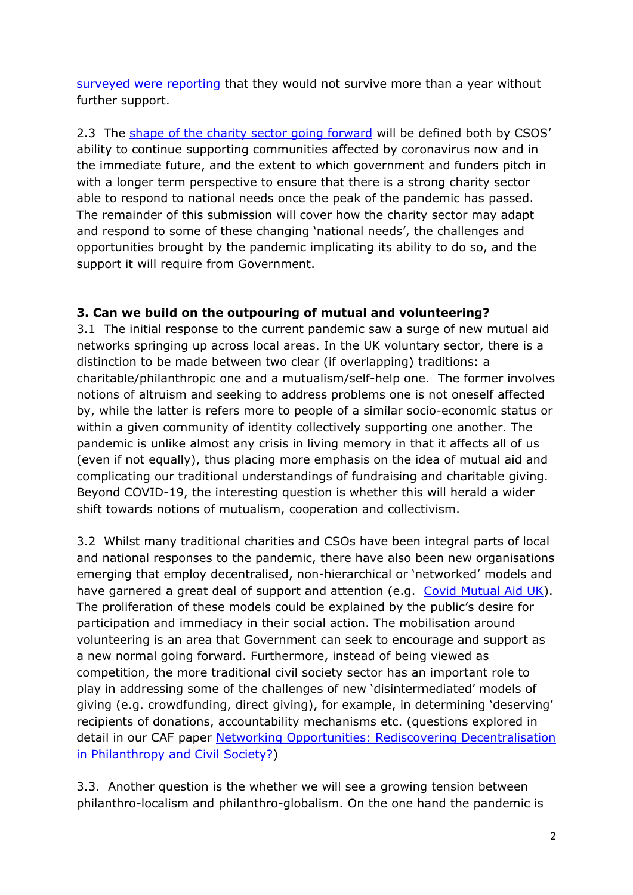surveyed were reporting that they would not survive more than a year without further support.

2.3 The shape of the charity sector going forward will be defined both by CSOS' ability to continue supporting communities affected by coronavirus now and in the immediate future, and the extent to which government and funders pitch in with a longer term perspective to ensure that there is a strong charity sector able to respond to national needs once the peak of the pandemic has passed. The remainder of this submission will cover how the charity sector may adapt and respond to some of these changing 'national needs', the challenges and opportunities brought by the pandemic implicating its ability to do so, and the support it will require from Government.

**3. Can we build on the outpouring of mutual and volunteering?**

3.1 The initial response to the current pandemic saw a surge of new mutual aid networks springing up across local areas. In the UK voluntary sector, there is a distinction to be made between two clear (if overlapping) traditions: a charitable/philanthropic one and a mutualism/self-help one. The former involves notions of altruism and seeking to address problems one is not oneself affected by, while the latter is refers more to people of a similar socio-economic status or within a given community of identity collectively supporting one another. The pandemic is unlike almost any crisis in living memory in that it affects all of us (even if not equally), thus placing more emphasis on the idea of mutual aid and complicating our traditional understandings of fundraising and charitable giving. Beyond COVID-19, the interesting question is whether this will herald a wider shift towards notions of mutualism, cooperation and collectivism.

3.2 Whilst many traditional charities and CSOs have been integral parts of local and national responses to the pandemic, there have also been new organisations emerging that employ decentralised, non-hierarchical or 'networked' models and have garnered a great deal of support and attention (e.g. Covid Mutual Aid UK). The proliferation of these models could be explained by the public's desire for participation and immediacy in their social action. The mobilisation around volunteering is an area that Government can seek to encourage and support as a new normal going forward. Furthermore, instead of being viewed as competition, the more traditional civil society sector has an important role to play in addressing some of the challenges of new 'disintermediated' models of giving (e.g. crowdfunding, direct giving), for example, in determining 'deserving' recipients of donations, accountability mechanisms etc. (questions explored in detail in our CAF paper Networking Opportunities: Rediscovering Decentralisation in Philanthropy and Civil Society?)

3.3. Another question is the whether we will see a growing tension between philanthro-localism and philanthro-globalism. On the one hand the pandemic is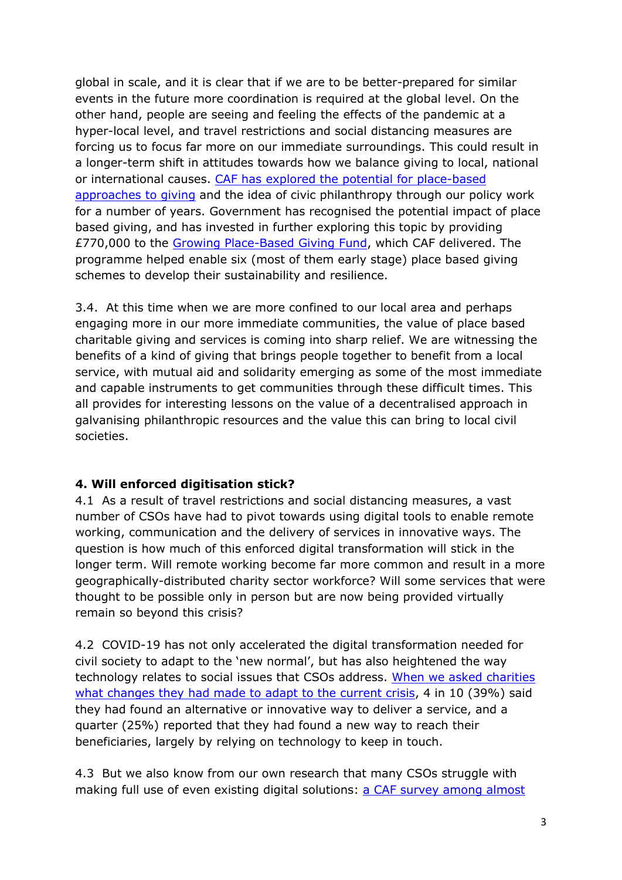global in scale, and it is clear that if we are to be better-prepared for similar events in the future more coordination is required at the global level. On the other hand, people are seeing and feeling the effects of the pandemic at a hyper-local level, and travel restrictions and social distancing measures are forcing us to focus far more on our immediate surroundings. This could result in a longer-term shift in attitudes towards how we balance giving to local, national or international causes. [CAF has explored the potential for place-based approaches to giving] and the idea of civic philanthropy through our policy work for a number of years. Government has recognised the potential impact of place based giving, and has invested in further exploring this topic by providing £770,000 to the [Growing Place-Based Giving Fund], which CAF delivered. The programme helped enable six (most of them early stage) place based giving schemes to develop their sustainability and resilience.

3.4. At this time when we are more confined to our local area and perhaps engaging more in our more immediate communities, the value of place based charitable giving and services is coming into sharp relief. We are witnessing the benefits of a kind of giving that brings people together to benefit from a local service, with mutual aid and solidarity emerging as some of the most immediate and capable instruments to get communities through these difficult times. This all provides for interesting lessons on the value of a decentralised approach in galvanising philanthropic resources and the value this can bring to local civil societies.

**4. Will enforced digitisation stick?**

4.1 As a result of travel restrictions and social distancing measures, a vast number of CSOs have had to pivot towards using digital tools to enable remote working, communication and the delivery of services in innovative ways. The question is how much of this enforced digital transformation will stick in the longer term. Will remote working become far more common and result in a more geographically-distributed charity sector workforce? Will some services that were thought to be possible only in person but are now being provided virtually remain so beyond this crisis?

4.2 COVID-19 has not only accelerated the digital transformation needed for civil society to adapt to the 'new normal', but has also heightened the way technology relates to social issues that CSOs address. [When we asked charities what changes they had made to adapt to the current crisis], 4 in 10 (39%) said they had found an alternative or innovative way to deliver a service, and a quarter (25%) reported that they had found a new way to reach their beneficiaries, largely by relying on technology to keep in touch.

4.3 But we also know from our own research that many CSOs struggle with making full use of even existing digital solutions: [a CAF survey among almost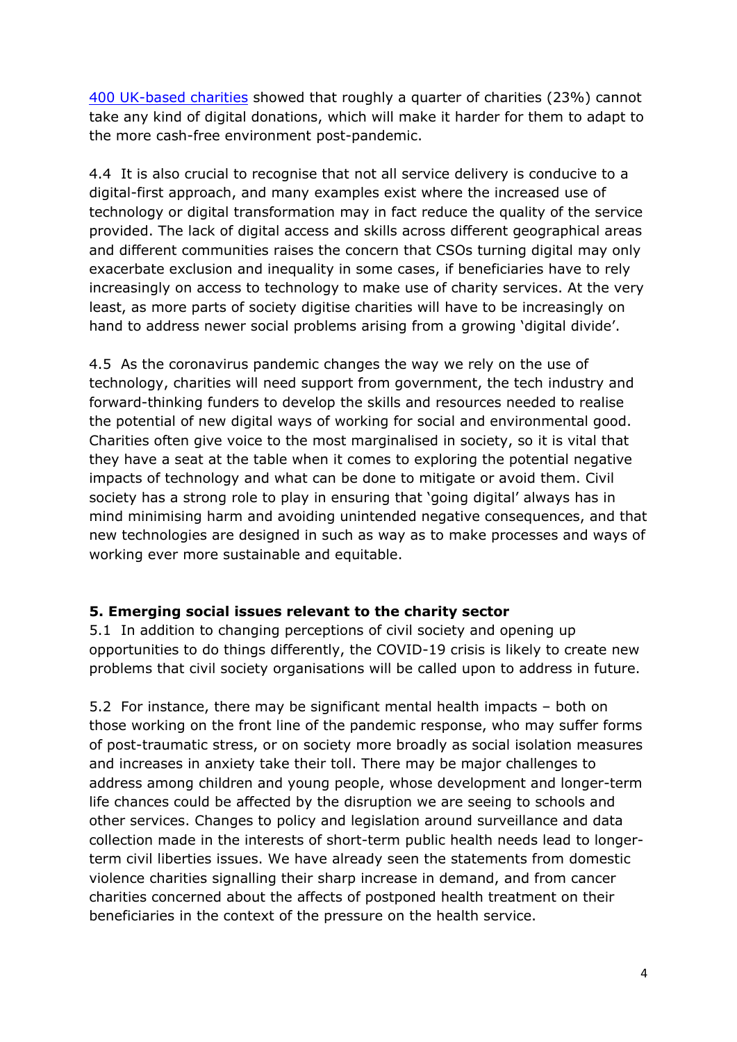[400 UK-based charities](#) showed that roughly a quarter of charities (23%) cannot take any kind of digital donations, which will make it harder for them to adapt to the more cash-free environment post-pandemic.

4.4 It is also crucial to recognise that not all service delivery is conducive to a digital-first approach, and many examples exist where the increased use of technology or digital transformation may in fact reduce the quality of the service provided. The lack of digital access and skills across different geographical areas and different communities raises the concern that CSOs turning digital may only exacerbate exclusion and inequality in some cases, if beneficiaries have to rely increasingly on access to technology to make use of charity services. At the very least, as more parts of society digitise charities will have to be increasingly on hand to address newer social problems arising from a growing 'digital divide'.

4.5 As the coronavirus pandemic changes the way we rely on the use of technology, charities will need support from government, the tech industry and forward-thinking funders to develop the skills and resources needed to realise the potential of new digital ways of working for social and environmental good. Charities often give voice to the most marginalised in society, so it is vital that they have a seat at the table when it comes to exploring the potential negative impacts of technology and what can be done to mitigate or avoid them. Civil society has a strong role to play in ensuring that 'going digital' always has in mind minimising harm and avoiding unintended negative consequences, and that new technologies are designed in such as way as to make processes and ways of working ever more sustainable and equitable.

## 5. Emerging social issues relevant to the charity sector

5.1 In addition to changing perceptions of civil society and opening up opportunities to do things differently, the COVID-19 crisis is likely to create new problems that civil society organisations will be called upon to address in future.

5.2 For instance, there may be significant mental health impacts – both on those working on the front line of the pandemic response, who may suffer forms of post-traumatic stress, or on society more broadly as social isolation measures and increases in anxiety take their toll. There may be major challenges to address among children and young people, whose development and longer-term life chances could be affected by the disruption we are seeing to schools and other services. Changes to policy and legislation around surveillance and data collection made in the interests of short-term public health needs lead to longer-term civil liberties issues. We have already seen the statements from domestic violence charities signalling their sharp increase in demand, and from cancer charities concerned about the affects of postponed health treatment on their beneficiaries in the context of the pressure on the health service.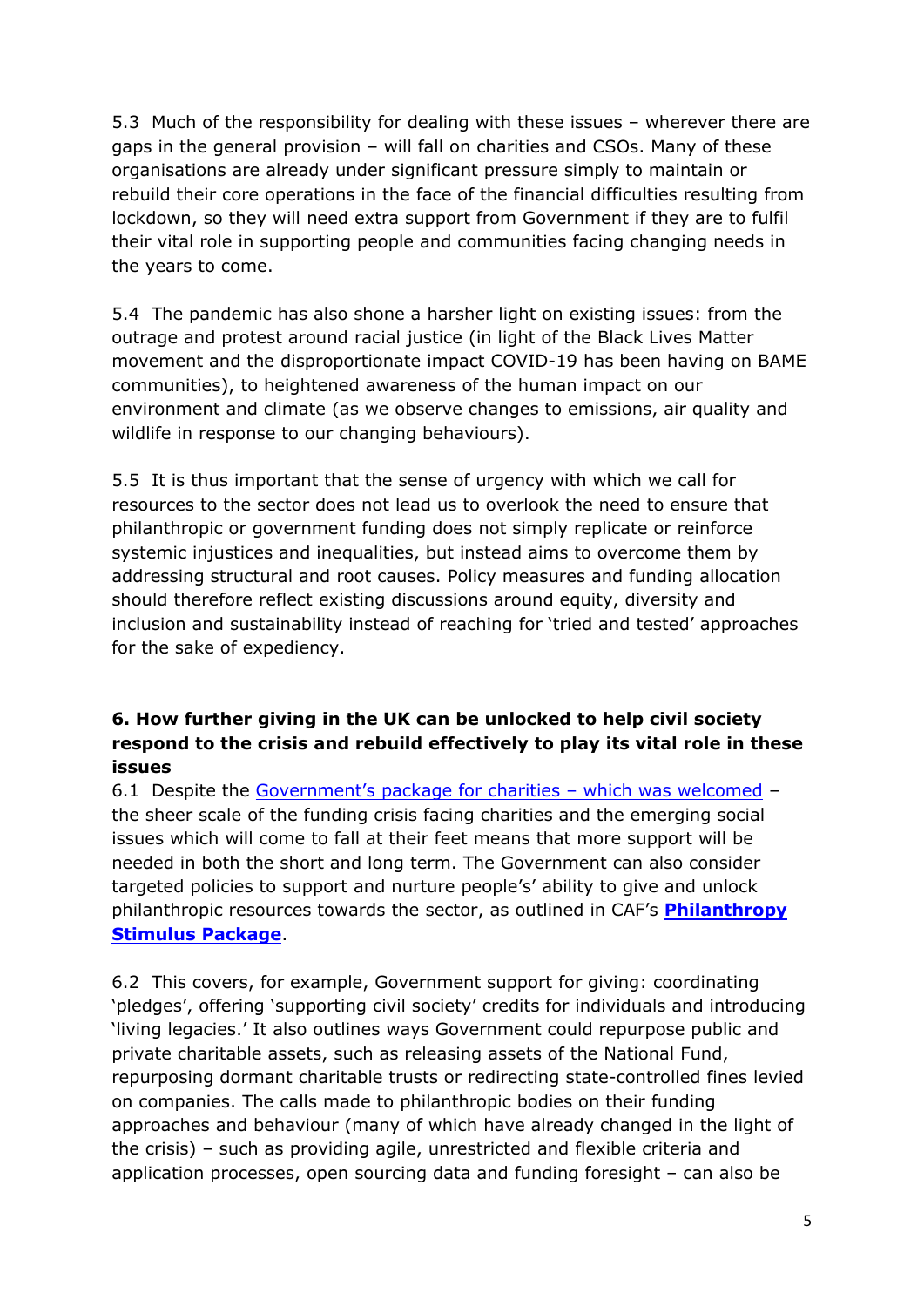5.3 Much of the responsibility for dealing with these issues – wherever there are gaps in the general provision – will fall on charities and CSOs. Many of these organisations are already under significant pressure simply to maintain or rebuild their core operations in the face of the financial difficulties resulting from lockdown, so they will need extra support from Government if they are to fulfil their vital role in supporting people and communities facing changing needs in the years to come.

5.4 The pandemic has also shone a harsher light on existing issues: from the outrage and protest around racial justice (in light of the Black Lives Matter movement and the disproportionate impact COVID-19 has been having on BAME communities), to heightened awareness of the human impact on our environment and climate (as we observe changes to emissions, air quality and wildlife in response to our changing behaviours).

5.5 It is thus important that the sense of urgency with which we call for resources to the sector does not lead us to overlook the need to ensure that philanthropic or government funding does not simply replicate or reinforce systemic injustices and inequalities, but instead aims to overcome them by addressing structural and root causes. Policy measures and funding allocation should therefore reflect existing discussions around equity, diversity and inclusion and sustainability instead of reaching for 'tried and tested' approaches for the sake of expediency.

### 6. How further giving in the UK can be unlocked to help civil society respond to the crisis and rebuild effectively to play its vital role in these issues

6.1 Despite the Government's package for charities – which was welcomed – the sheer scale of the funding crisis facing charities and the emerging social issues which will come to fall at their feet means that more support will be needed in both the short and long term. The Government can also consider targeted policies to support and nurture people's' ability to give and unlock philanthropic resources towards the sector, as outlined in CAF's **Philanthropy Stimulus Package**.

6.2 This covers, for example, Government support for giving: coordinating 'pledges', offering 'supporting civil society' credits for individuals and introducing 'living legacies.' It also outlines ways Government could repurpose public and private charitable assets, such as releasing assets of the National Fund, repurposing dormant charitable trusts or redirecting state-controlled fines levied on companies. The calls made to philanthropic bodies on their funding approaches and behaviour (many of which have already changed in the light of the crisis) – such as providing agile, unrestricted and flexible criteria and application processes, open sourcing data and funding foresight – can also be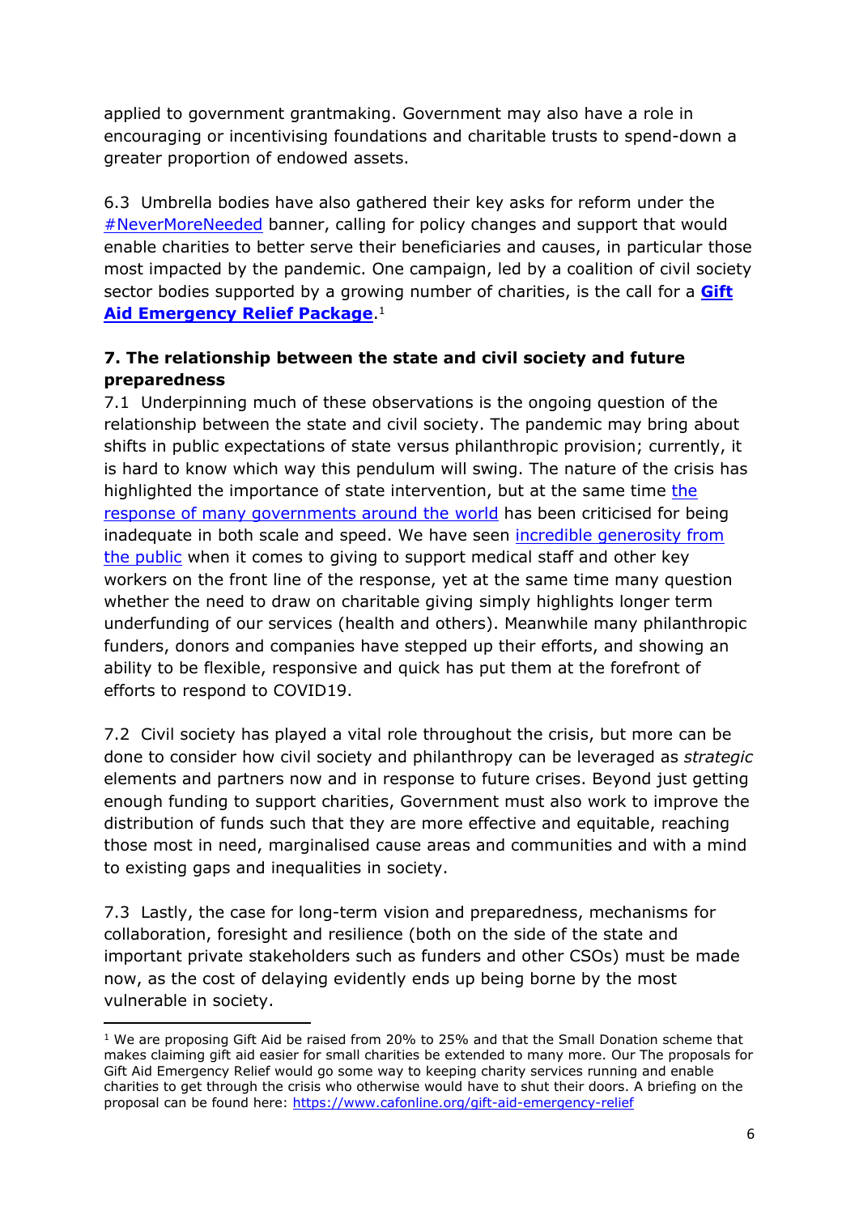applied to government grantmaking. Government may also have a role in encouraging or incentivising foundations and charitable trusts to spend-down a greater proportion of endowed assets.

6.3 Umbrella bodies have also gathered their key asks for reform under the #NeverMoreNeeded banner, calling for policy changes and support that would enable charities to better serve their beneficiaries and causes, in particular those most impacted by the pandemic. One campaign, led by a coalition of civil society sector bodies supported by a growing number of charities, is the call for a **Gift Aid Emergency Relief Package**.[1]

**7. The relationship between the state and civil society and future preparedness**

7.1 Underpinning much of these observations is the ongoing question of the relationship between the state and civil society. The pandemic may bring about shifts in public expectations of state versus philanthropic provision; currently, it is hard to know which way this pendulum will swing. The nature of the crisis has highlighted the importance of state intervention, but at the same time the response of many governments around the world has been criticised for being inadequate in both scale and speed. We have seen incredible generosity from the public when it comes to giving to support medical staff and other key workers on the front line of the response, yet at the same time many question whether the need to draw on charitable giving simply highlights longer term underfunding of our services (health and others). Meanwhile many philanthropic funders, donors and companies have stepped up their efforts, and showing an ability to be flexible, responsive and quick has put them at the forefront of efforts to respond to COVID19.

7.2 Civil society has played a vital role throughout the crisis, but more can be done to consider how civil society and philanthropy can be leveraged as *strategic* elements and partners now and in response to future crises. Beyond just getting enough funding to support charities, Government must also work to improve the distribution of funds such that they are more effective and equitable, reaching those most in need, marginalised cause areas and communities and with a mind to existing gaps and inequalities in society.

7.3 Lastly, the case for long-term vision and preparedness, mechanisms for collaboration, foresight and resilience (both on the side of the state and important private stakeholders such as funders and other CSOs) must be made now, as the cost of delaying evidently ends up being borne by the most vulnerable in society.

---

[1] We are proposing Gift Aid be raised from 20% to 25% and that the Small Donation scheme that makes claiming gift aid easier for small charities be extended to many more. Our The proposals for Gift Aid Emergency Relief would go some way to keeping charity services running and enable charities to get through the crisis who otherwise would have to shut their doors. A briefing on the proposal can be found here: https://www.cafonline.org/gift-aid-emergency-relief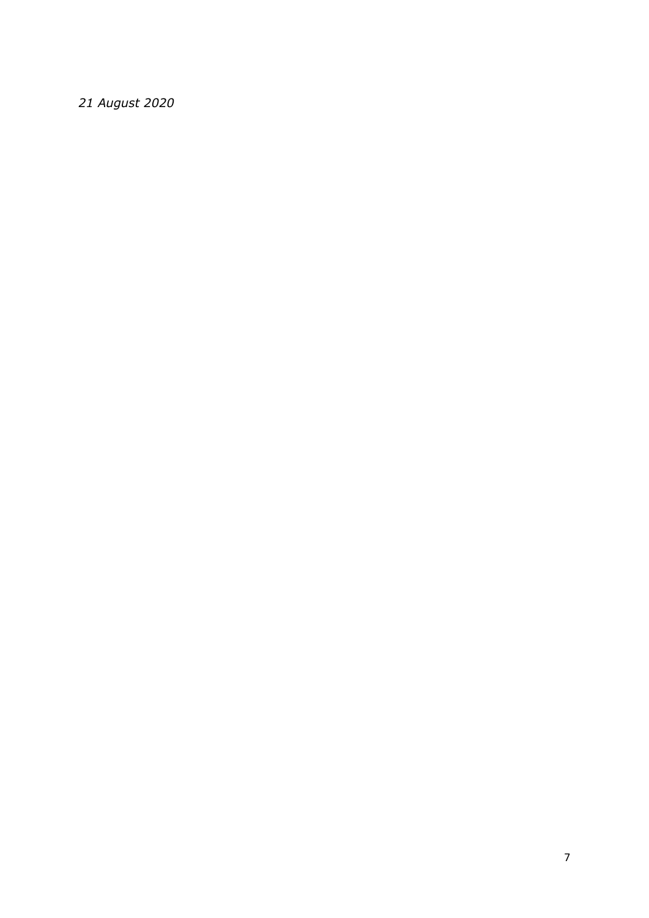*21 August 2020*